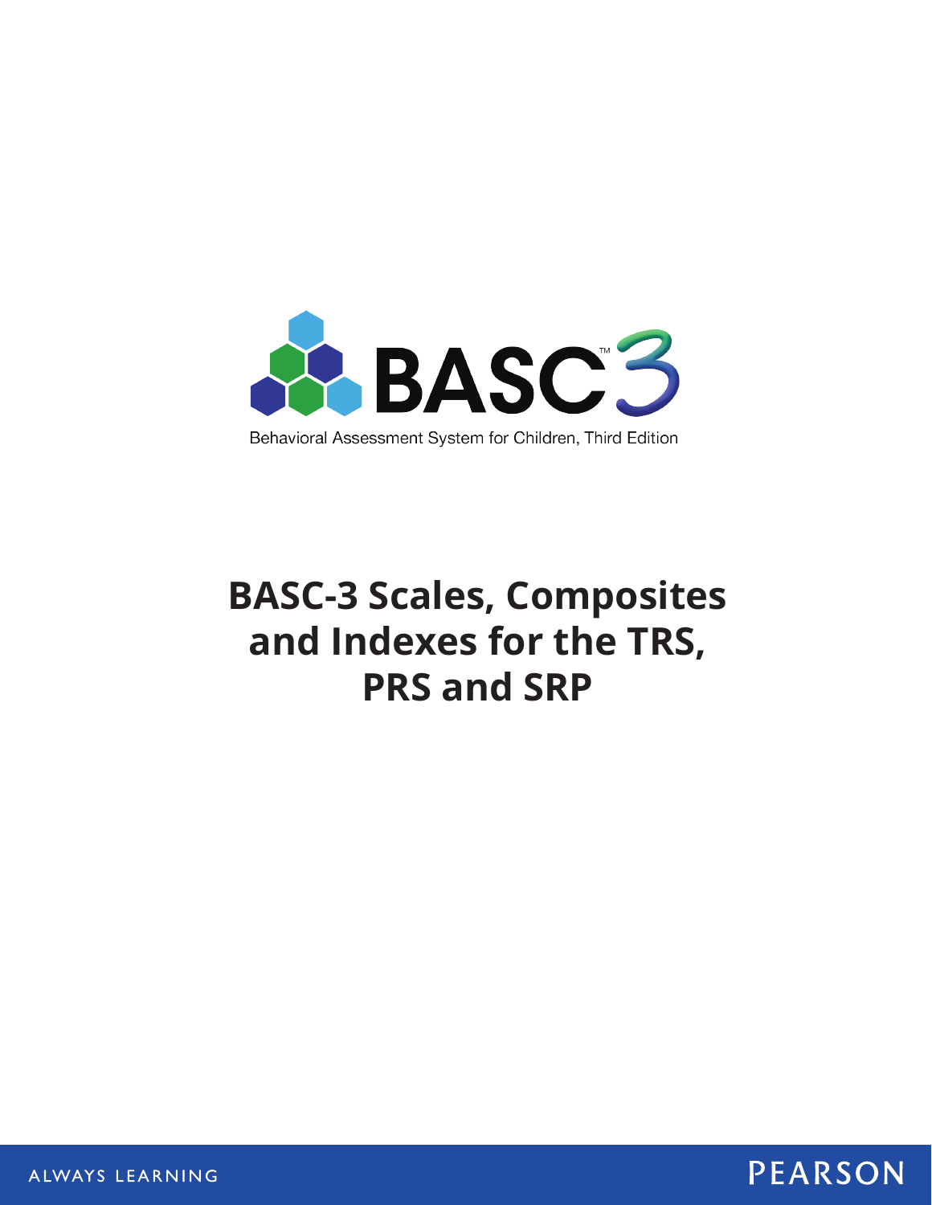BASC™3

Behavioral Assessment System for Children, Third Edition

# BASC-3 Scales, Composites and Indexes for the TRS, PRS and SRP

ALWAYS LEARNING

PEARSON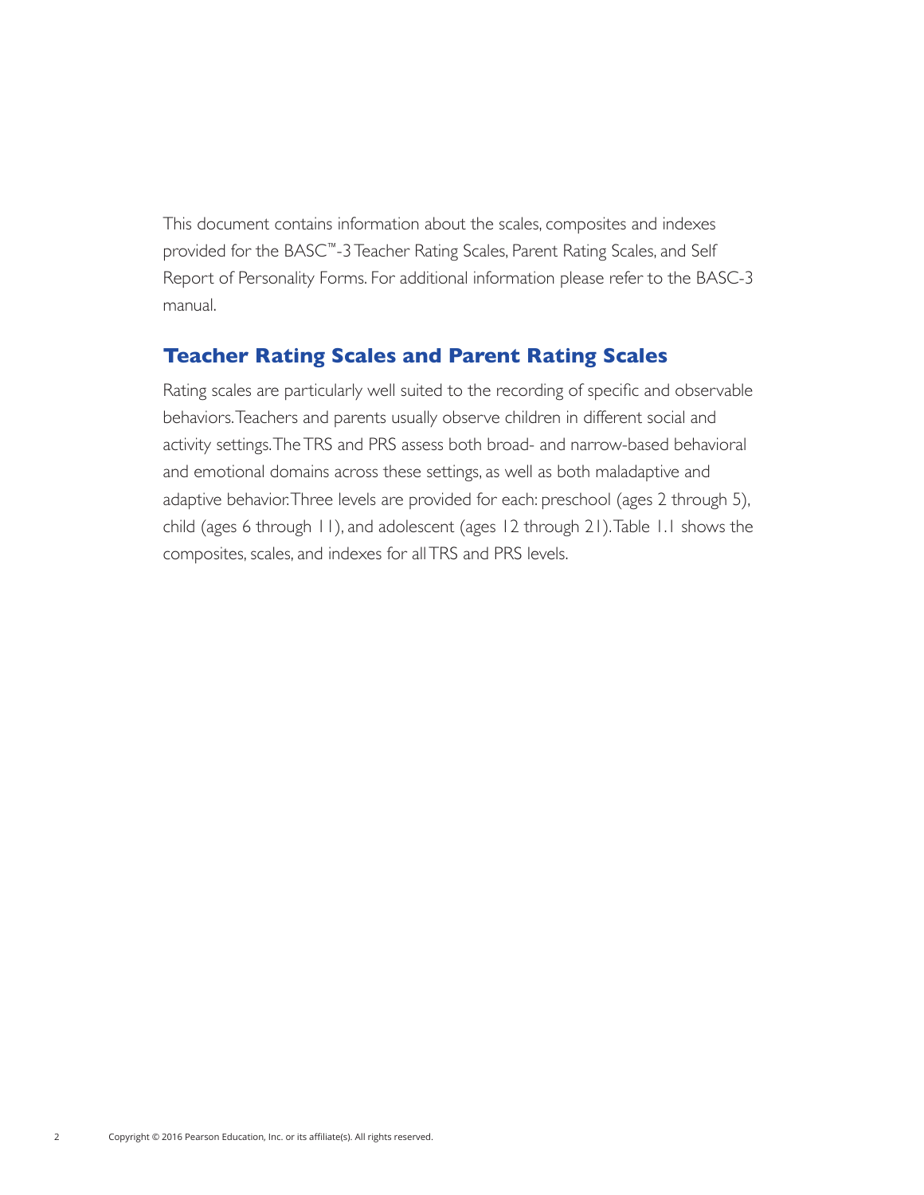This document contains information about the scales, composites and indexes provided for the BASC™-3 Teacher Rating Scales, Parent Rating Scales, and Self Report of Personality Forms. For additional information please refer to the BASC-3 manual.

## Teacher Rating Scales and Parent Rating Scales

Rating scales are particularly well suited to the recording of specific and observable behaviors. Teachers and parents usually observe children in different social and activity settings. The TRS and PRS assess both broad- and narrow-based behavioral and emotional domains across these settings, as well as both maladaptive and adaptive behavior. Three levels are provided for each: preschool (ages 2 through 5), child (ages 6 through 11), and adolescent (ages 12 through 21). Table 1.1 shows the composites, scales, and indexes for all TRS and PRS levels.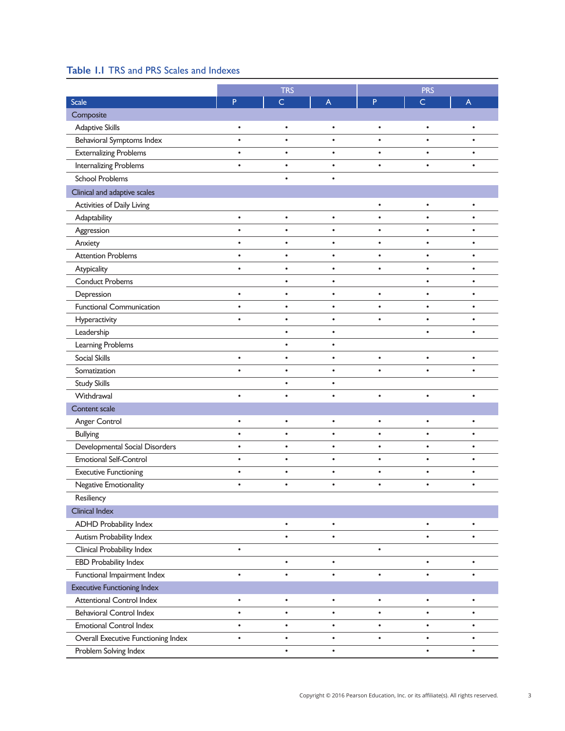**Table 1.1** TRS and PRS Scales and Indexes

| Scale | TRS | | | PRS | | |
|---|---|---|---|---|---|---|
| | P | C | A | P | C | A |
| **Composite** | | | | | | |
| Adaptive Skills | • | • | • | • | • | • |
| Behavioral Symptoms Index | • | • | • | • | • | • |
| Externalizing Problems | • | • | • | • | • | • |
| Internalizing Problems | • | • | • | • | • | • |
| School Problems | | • | • | | | |
| **Clinical and adaptive scales** | | | | | | |
| Activities of Daily Living | | | | • | • | • |
| Adaptability | • | • | • | • | • | • |
| Aggression | • | • | • | • | • | • |
| Anxiety | • | • | • | • | • | • |
| Attention Problems | • | • | • | • | • | • |
| Atypicality | • | • | • | • | • | • |
| Conduct Probems | | • | • | | • | • |
| Depression | • | • | • | • | • | • |
| Functional Communication | • | • | • | • | • | • |
| Hyperactivity | • | • | • | • | • | • |
| Leadership | | • | • | | • | • |
| Learning Problems | | • | • | | | |
| Social Skills | • | • | • | • | • | • |
| Somatization | • | • | • | • | • | • |
| Study Skills | | • | • | | | |
| Withdrawal | • | • | • | • | • | • |
| **Content scale** | | | | | | |
| Anger Control | • | • | • | • | • | • |
| Bullying | • | • | • | • | • | • |
| Developmental Social Disorders | • | • | • | • | • | • |
| Emotional Self-Control | • | • | • | • | • | • |
| Executive Functioning | • | • | • | • | • | • |
| Negative Emotionality | • | • | • | • | • | • |
| Resiliency | | | | | | |
| **Clinical Index** | | | | | | |
| ADHD Probability Index | | • | • | | • | • |
| Autism Probability Index | | • | • | | • | • |
| Clinical Probability Index | • | | | • | | |
| EBD Probability Index | | • | • | | • | • |
| Functional Impairment Index | • | • | • | • | • | • |
| **Executive Functioning Index** | | | | | | |
| Attentional Control Index | • | • | • | • | • | • |
| Behavioral Control Index | • | • | • | • | • | • |
| Emotional Control Index | • | • | • | • | • | • |
| Overall Executive Functioning Index | • | • | • | • | • | • |
| Problem Solving Index | | • | • | | • | • |

Copyright © 2016 Pearson Education, Inc. or its affiliate(s). All rights reserved.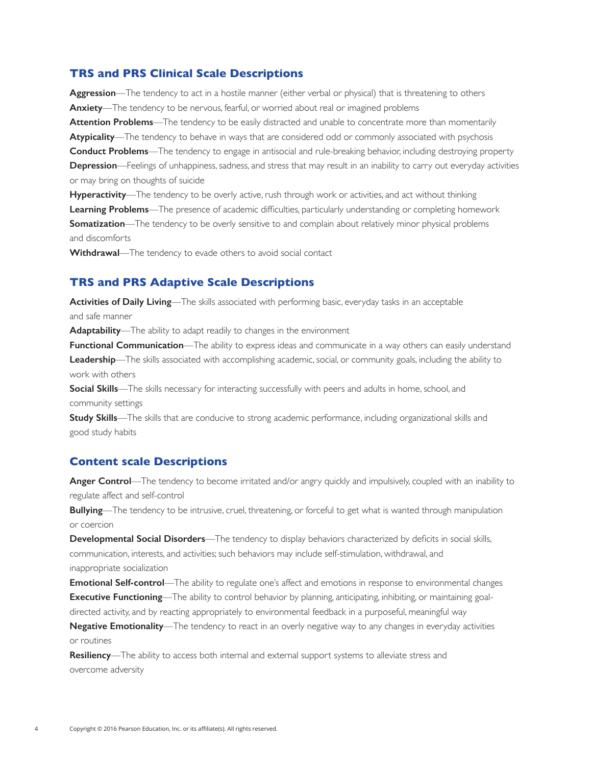## TRS and PRS Clinical Scale Descriptions

**Aggression**—The tendency to act in a hostile manner (either verbal or physical) that is threatening to others

**Anxiety**—The tendency to be nervous, fearful, or worried about real or imagined problems

**Attention Problems**—The tendency to be easily distracted and unable to concentrate more than momentarily

**Atypicality**—The tendency to behave in ways that are considered odd or commonly associated with psychosis

**Conduct Problems**—The tendency to engage in antisocial and rule-breaking behavior, including destroying property

**Depression**—Feelings of unhappiness, sadness, and stress that may result in an inability to carry out everyday activities or may bring on thoughts of suicide

**Hyperactivity**—The tendency to be overly active, rush through work or activities, and act without thinking

**Learning Problems**—The presence of academic difficulties, particularly understanding or completing homework

**Somatization**—The tendency to be overly sensitive to and complain about relatively minor physical problems and discomforts

**Withdrawal**—The tendency to evade others to avoid social contact

## TRS and PRS Adaptive Scale Descriptions

**Activities of Daily Living**—The skills associated with performing basic, everyday tasks in an acceptable and safe manner

**Adaptability**—The ability to adapt readily to changes in the environment

**Functional Communication**—The ability to express ideas and communicate in a way others can easily understand

**Leadership**—The skills associated with accomplishing academic, social, or community goals, including the ability to work with others

**Social Skills**—The skills necessary for interacting successfully with peers and adults in home, school, and community settings

**Study Skills**—The skills that are conducive to strong academic performance, including organizational skills and good study habits

## Content scale Descriptions

**Anger Control**—The tendency to become irritated and/or angry quickly and impulsively, coupled with an inability to regulate affect and self-control

**Bullying**—The tendency to be intrusive, cruel, threatening, or forceful to get what is wanted through manipulation or coercion

**Developmental Social Disorders**—The tendency to display behaviors characterized by deficits in social skills, communication, interests, and activities; such behaviors may include self-stimulation, withdrawal, and inappropriate socialization

**Emotional Self-control**—The ability to regulate one's affect and emotions in response to environmental changes

**Executive Functioning**—The ability to control behavior by planning, anticipating, inhibiting, or maintaining goal-directed activity, and by reacting appropriately to environmental feedback in a purposeful, meaningful way

**Negative Emotionality**—The tendency to react in an overly negative way to any changes in everyday activities or routines

**Resiliency**—The ability to access both internal and external support systems to alleviate stress and overcome adversity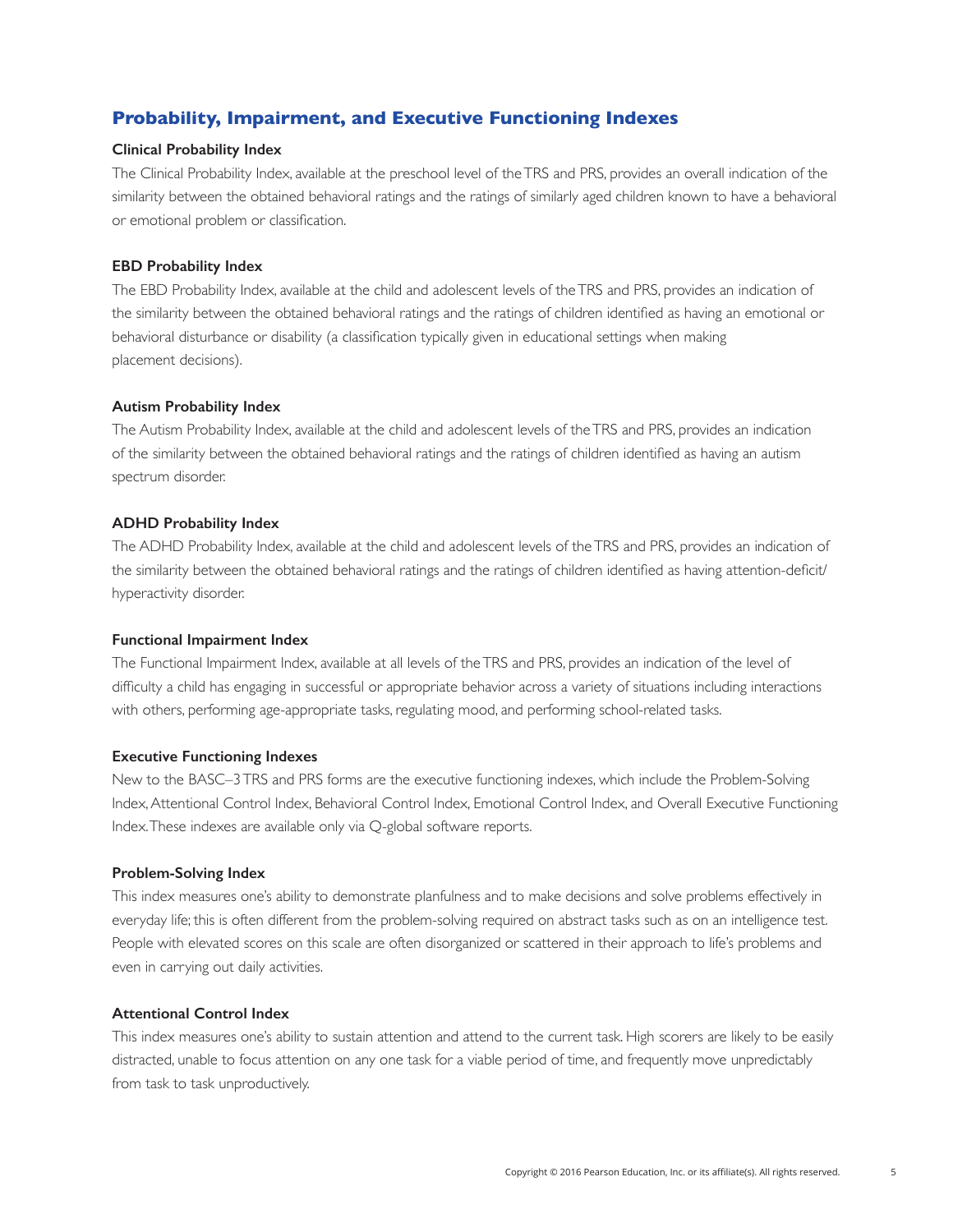## Probability, Impairment, and Executive Functioning Indexes

### Clinical Probability Index

The Clinical Probability Index, available at the preschool level of the TRS and PRS, provides an overall indication of the similarity between the obtained behavioral ratings and the ratings of similarly aged children known to have a behavioral or emotional problem or classification.

### EBD Probability Index

The EBD Probability Index, available at the child and adolescent levels of the TRS and PRS, provides an indication of the similarity between the obtained behavioral ratings and the ratings of children identified as having an emotional or behavioral disturbance or disability (a classification typically given in educational settings when making placement decisions).

### Autism Probability Index

The Autism Probability Index, available at the child and adolescent levels of the TRS and PRS, provides an indication of the similarity between the obtained behavioral ratings and the ratings of children identified as having an autism spectrum disorder.

### ADHD Probability Index

The ADHD Probability Index, available at the child and adolescent levels of the TRS and PRS, provides an indication of the similarity between the obtained behavioral ratings and the ratings of children identified as having attention-deficit/hyperactivity disorder.

### Functional Impairment Index

The Functional Impairment Index, available at all levels of the TRS and PRS, provides an indication of the level of difficulty a child has engaging in successful or appropriate behavior across a variety of situations including interactions with others, performing age-appropriate tasks, regulating mood, and performing school-related tasks.

### Executive Functioning Indexes

New to the BASC–3 TRS and PRS forms are the executive functioning indexes, which include the Problem-Solving Index, Attentional Control Index, Behavioral Control Index, Emotional Control Index, and Overall Executive Functioning Index. These indexes are available only via Q-global software reports.

### Problem-Solving Index

This index measures one's ability to demonstrate planfulness and to make decisions and solve problems effectively in everyday life; this is often different from the problem-solving required on abstract tasks such as on an intelligence test. People with elevated scores on this scale are often disorganized or scattered in their approach to life's problems and even in carrying out daily activities.

### Attentional Control Index

This index measures one's ability to sustain attention and attend to the current task. High scorers are likely to be easily distracted, unable to focus attention on any one task for a viable period of time, and frequently move unpredictably from task to task unproductively.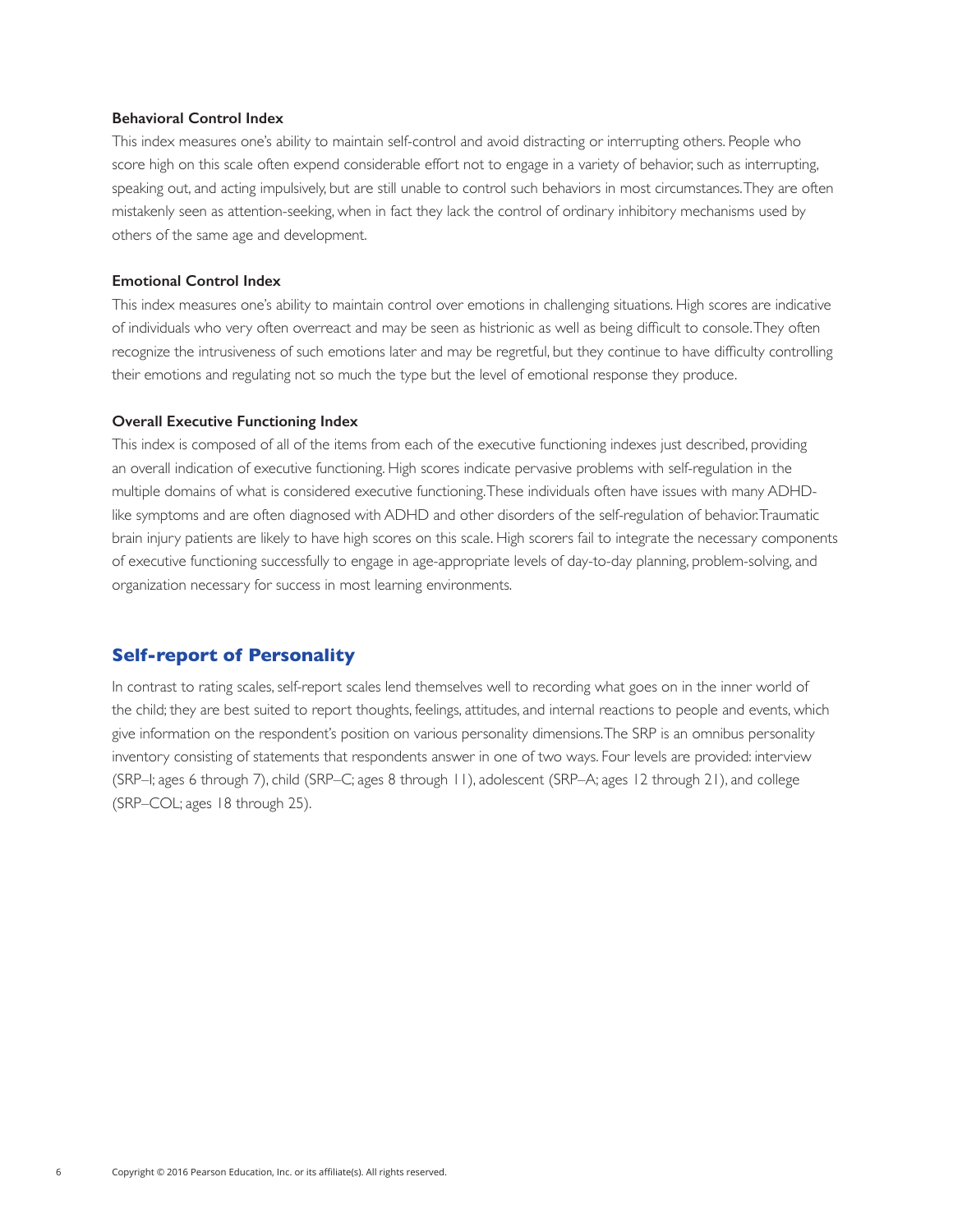**Behavioral Control Index**

This index measures one's ability to maintain self-control and avoid distracting or interrupting others. People who score high on this scale often expend considerable effort not to engage in a variety of behavior, such as interrupting, speaking out, and acting impulsively, but are still unable to control such behaviors in most circumstances. They are often mistakenly seen as attention-seeking, when in fact they lack the control of ordinary inhibitory mechanisms used by others of the same age and development.

**Emotional Control Index**

This index measures one's ability to maintain control over emotions in challenging situations. High scores are indicative of individuals who very often overreact and may be seen as histrionic as well as being difficult to console. They often recognize the intrusiveness of such emotions later and may be regretful, but they continue to have difficulty controlling their emotions and regulating not so much the type but the level of emotional response they produce.

**Overall Executive Functioning Index**

This index is composed of all of the items from each of the executive functioning indexes just described, providing an overall indication of executive functioning. High scores indicate pervasive problems with self-regulation in the multiple domains of what is considered executive functioning. These individuals often have issues with many ADHD-like symptoms and are often diagnosed with ADHD and other disorders of the self-regulation of behavior. Traumatic brain injury patients are likely to have high scores on this scale. High scorers fail to integrate the necessary components of executive functioning successfully to engage in age-appropriate levels of day-to-day planning, problem-solving, and organization necessary for success in most learning environments.

## Self-report of Personality

In contrast to rating scales, self-report scales lend themselves well to recording what goes on in the inner world of the child; they are best suited to report thoughts, feelings, attitudes, and internal reactions to people and events, which give information on the respondent's position on various personality dimensions. The SRP is an omnibus personality inventory consisting of statements that respondents answer in one of two ways. Four levels are provided: interview (SRP–I; ages 6 through 7), child (SRP–C; ages 8 through 11), adolescent (SRP–A; ages 12 through 21), and college (SRP–COL; ages 18 through 25).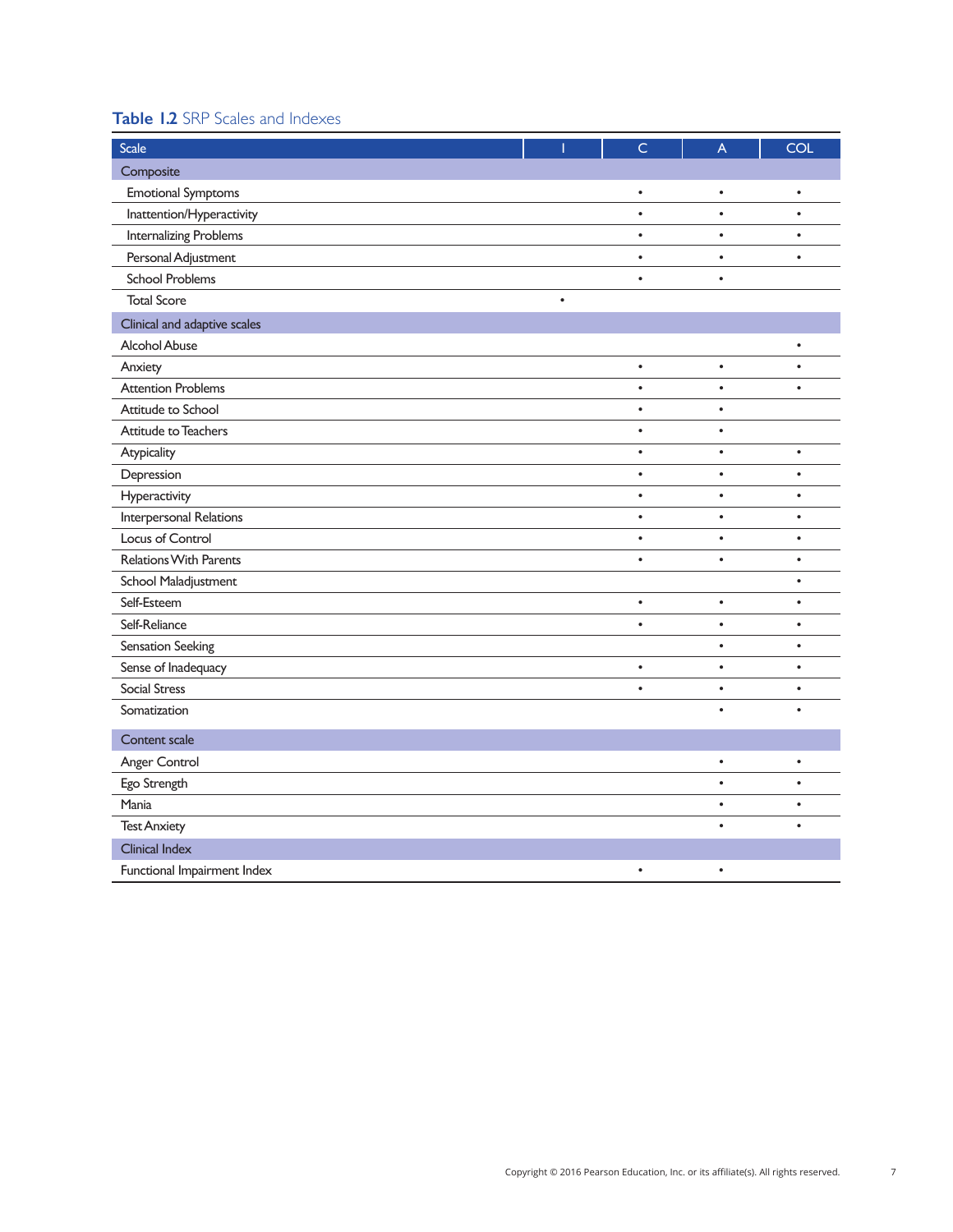**Table 1.2** SRP Scales and Indexes

| Scale | I | C | A | COL |
|---|---|---|---|---|
| **Composite** | | | | |
| Emotional Symptoms | | • | • | • |
| Inattention/Hyperactivity | | • | • | • |
| Internalizing Problems | | • | • | • |
| Personal Adjustment | | • | • | • |
| School Problems | | • | • | |
| Total Score | • | | | |
| **Clinical and adaptive scales** | | | | |
| Alcohol Abuse | | | | • |
| Anxiety | | • | • | • |
| Attention Problems | | • | • | • |
| Attitude to School | | • | • | |
| Attitude to Teachers | | • | • | |
| Atypicality | | • | • | • |
| Depression | | • | • | • |
| Hyperactivity | | • | • | • |
| Interpersonal Relations | | • | • | • |
| Locus of Control | | • | • | • |
| Relations With Parents | | • | • | • |
| School Maladjustment | | | | • |
| Self-Esteem | | • | • | • |
| Self-Reliance | | • | • | • |
| Sensation Seeking | | | • | • |
| Sense of Inadequacy | | • | • | • |
| Social Stress | | • | • | • |
| Somatization | | | • | • |
| **Content scale** | | | | |
| Anger Control | | | • | • |
| Ego Strength | | | • | • |
| Mania | | | • | • |
| Test Anxiety | | | • | • |
| **Clinical Index** | | | | |
| Functional Impairment Index | | • | • | |

Copyright © 2016 Pearson Education, Inc. or its affiliate(s). All rights reserved.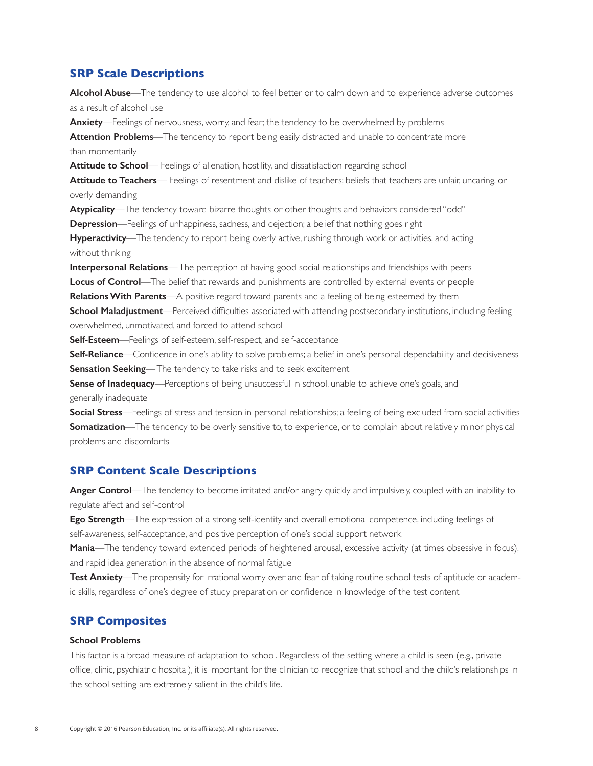## SRP Scale Descriptions

**Alcohol Abuse**—The tendency to use alcohol to feel better or to calm down and to experience adverse outcomes as a result of alcohol use

**Anxiety**—Feelings of nervousness, worry, and fear; the tendency to be overwhelmed by problems

**Attention Problems**—The tendency to report being easily distracted and unable to concentrate more than momentarily

**Attitude to School**— Feelings of alienation, hostility, and dissatisfaction regarding school

**Attitude to Teachers**— Feelings of resentment and dislike of teachers; beliefs that teachers are unfair, uncaring, or overly demanding

**Atypicality**—The tendency toward bizarre thoughts or other thoughts and behaviors considered "odd"

**Depression**—Feelings of unhappiness, sadness, and dejection; a belief that nothing goes right

**Hyperactivity**—The tendency to report being overly active, rushing through work or activities, and acting without thinking

**Interpersonal Relations**— The perception of having good social relationships and friendships with peers

**Locus of Control**—The belief that rewards and punishments are controlled by external events or people

**Relations With Parents**—A positive regard toward parents and a feeling of being esteemed by them

**School Maladjustment**—Perceived difficulties associated with attending postsecondary institutions, including feeling overwhelmed, unmotivated, and forced to attend school

**Self-Esteem**—Feelings of self-esteem, self-respect, and self-acceptance

**Self-Reliance**—Confidence in one's ability to solve problems; a belief in one's personal dependability and decisiveness

**Sensation Seeking**— The tendency to take risks and to seek excitement

**Sense of Inadequacy**—Perceptions of being unsuccessful in school, unable to achieve one's goals, and generally inadequate

**Social Stress**—Feelings of stress and tension in personal relationships; a feeling of being excluded from social activities

**Somatization**—The tendency to be overly sensitive to, to experience, or to complain about relatively minor physical problems and discomforts

## SRP Content Scale Descriptions

**Anger Control**—The tendency to become irritated and/or angry quickly and impulsively, coupled with an inability to regulate affect and self-control

**Ego Strength**—The expression of a strong self-identity and overall emotional competence, including feelings of self-awareness, self-acceptance, and positive perception of one's social support network

**Mania**—The tendency toward extended periods of heightened arousal, excessive activity (at times obsessive in focus), and rapid idea generation in the absence of normal fatigue

**Test Anxiety**—The propensity for irrational worry over and fear of taking routine school tests of aptitude or academic skills, regardless of one's degree of study preparation or confidence in knowledge of the test content

## SRP Composites

### School Problems

This factor is a broad measure of adaptation to school. Regardless of the setting where a child is seen (e.g., private office, clinic, psychiatric hospital), it is important for the clinician to recognize that school and the child's relationships in the school setting are extremely salient in the child's life.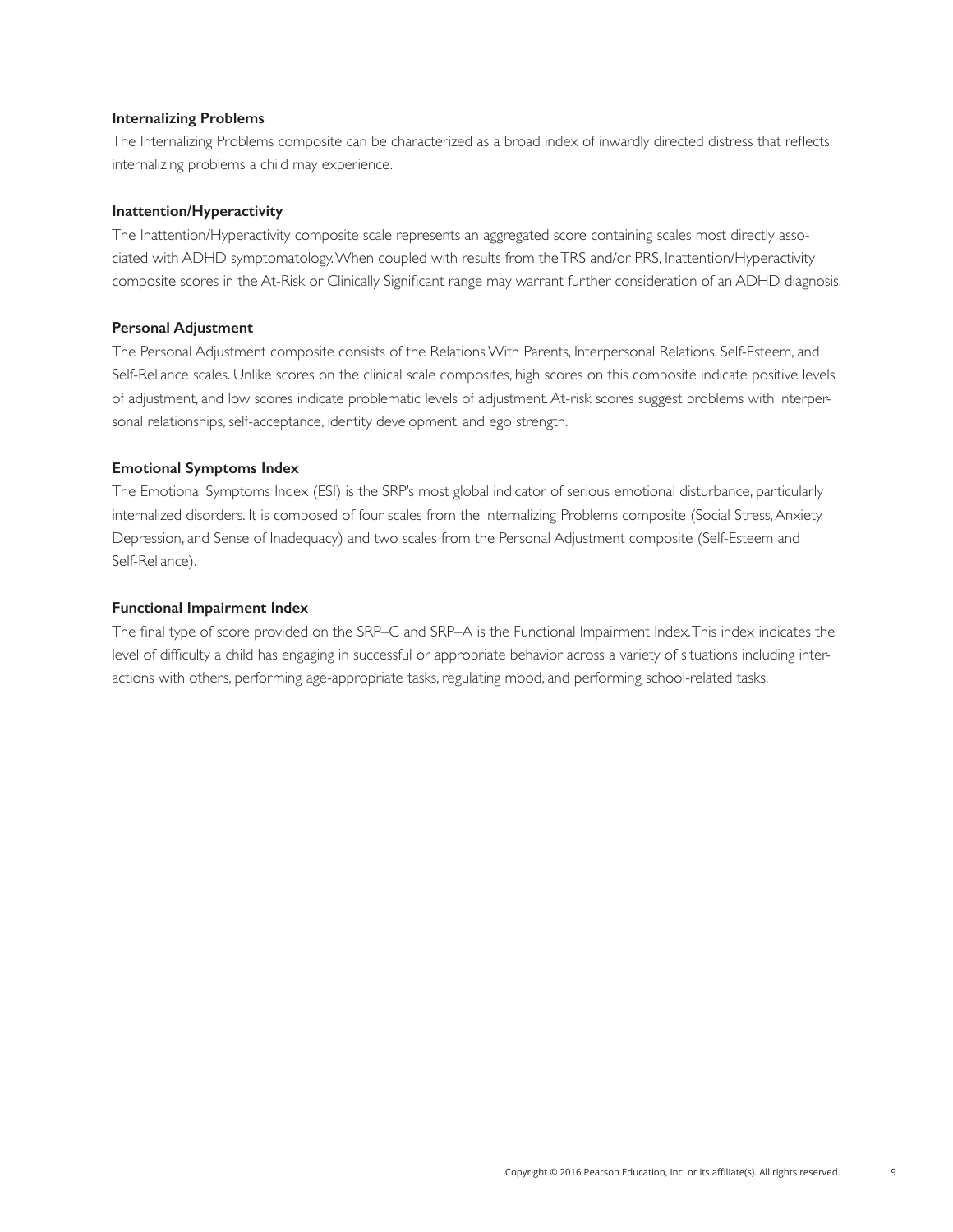**Internalizing Problems**

The Internalizing Problems composite can be characterized as a broad index of inwardly directed distress that reflects internalizing problems a child may experience.

**Inattention/Hyperactivity**

The Inattention/Hyperactivity composite scale represents an aggregated score containing scales most directly associated with ADHD symptomatology. When coupled with results from the TRS and/or PRS, Inattention/Hyperactivity composite scores in the At-Risk or Clinically Significant range may warrant further consideration of an ADHD diagnosis.

**Personal Adjustment**

The Personal Adjustment composite consists of the Relations With Parents, Interpersonal Relations, Self-Esteem, and Self-Reliance scales. Unlike scores on the clinical scale composites, high scores on this composite indicate positive levels of adjustment, and low scores indicate problematic levels of adjustment. At-risk scores suggest problems with interpersonal relationships, self-acceptance, identity development, and ego strength.

**Emotional Symptoms Index**

The Emotional Symptoms Index (ESI) is the SRP's most global indicator of serious emotional disturbance, particularly internalized disorders. It is composed of four scales from the Internalizing Problems composite (Social Stress, Anxiety, Depression, and Sense of Inadequacy) and two scales from the Personal Adjustment composite (Self-Esteem and Self-Reliance).

**Functional Impairment Index**

The final type of score provided on the SRP–C and SRP–A is the Functional Impairment Index. This index indicates the level of difficulty a child has engaging in successful or appropriate behavior across a variety of situations including interactions with others, performing age-appropriate tasks, regulating mood, and performing school-related tasks.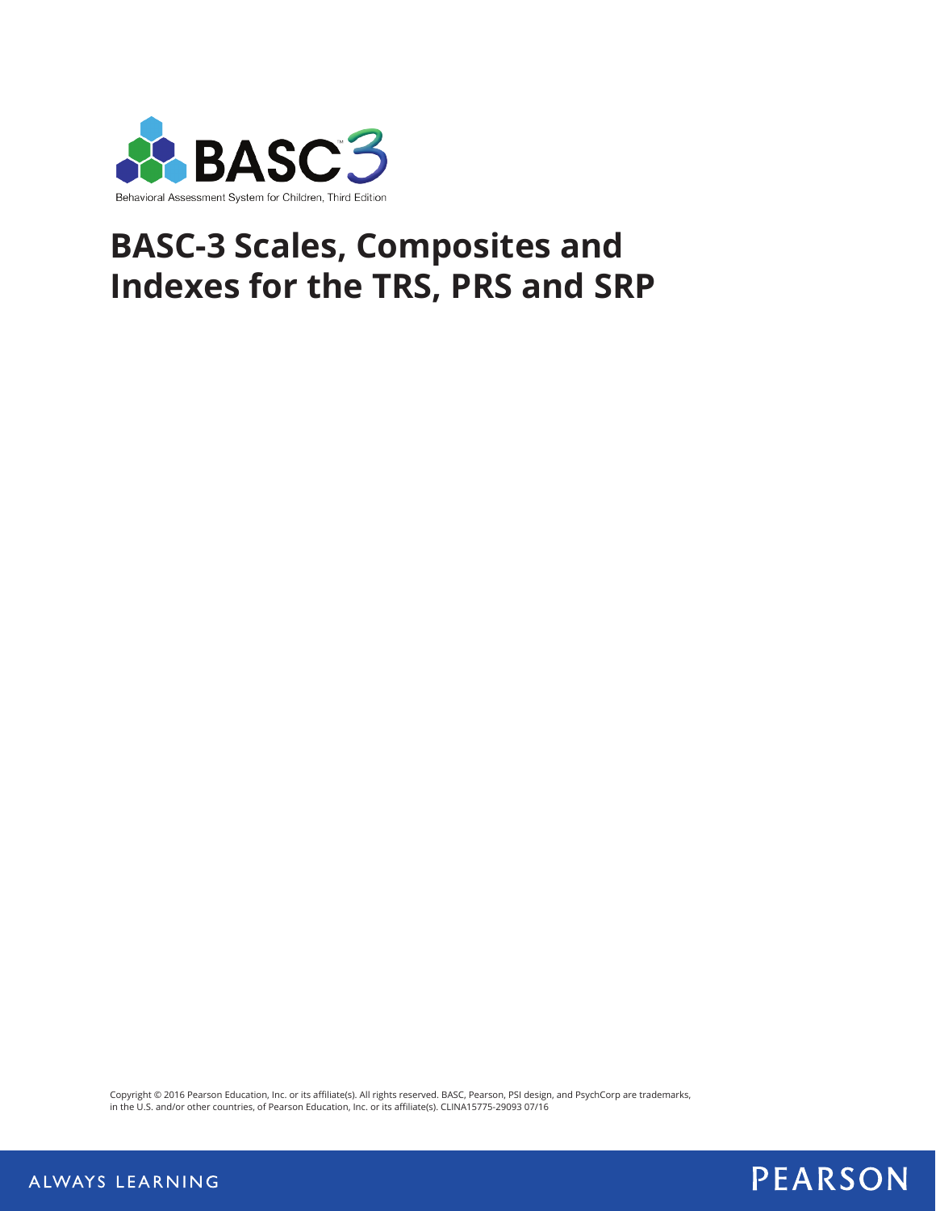BASC™3

Behavioral Assessment System for Children, Third Edition

# BASC-3 Scales, Composites and Indexes for the TRS, PRS and SRP

Copyright © 2016 Pearson Education, Inc. or its affiliate(s). All rights reserved. BASC, Pearson, PSI design, and PsychCorp are trademarks, in the U.S. and/or other countries, of Pearson Education, Inc. or its affiliate(s). CLINA15775-29093 07/16

ALWAYS LEARNING

PEARSON